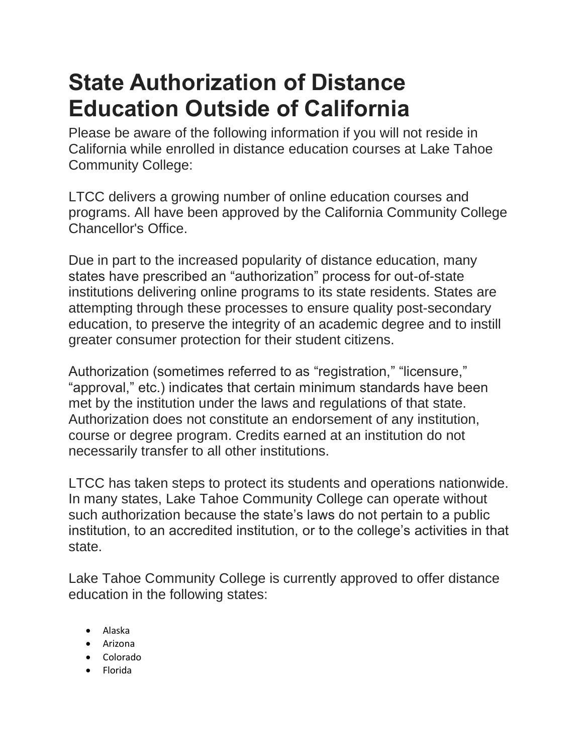# State Authorization of Distance Education Outside of California

Please be aware of the following information if you will not reside in California while enrolled in distance education courses at Lake Tahoe Community College:

LTCC delivers a growing number of online education courses and programs. All have been approved by the California Community College Chancellor's Office.

Due in part to the increased popularity of distance education, many states have prescribed an "authorization" process for out-of-state institutions delivering online programs to its state residents. States are attempting through these processes to ensure quality post-secondary education, to preserve the integrity of an academic degree and to instill greater consumer protection for their student citizens.

Authorization (sometimes referred to as "registration," "licensure," "approval," etc.) indicates that certain minimum standards have been met by the institution under the laws and regulations of that state. Authorization does not constitute an endorsement of any institution, course or degree program. Credits earned at an institution do not necessarily transfer to all other institutions.

LTCC has taken steps to protect its students and operations nationwide. In many states, Lake Tahoe Community College can operate without such authorization because the state's laws do not pertain to a public institution, to an accredited institution, or to the college's activities in that state.

Lake Tahoe Community College is currently approved to offer distance education in the following states:

- Alaska
- Arizona
- Colorado
- Florida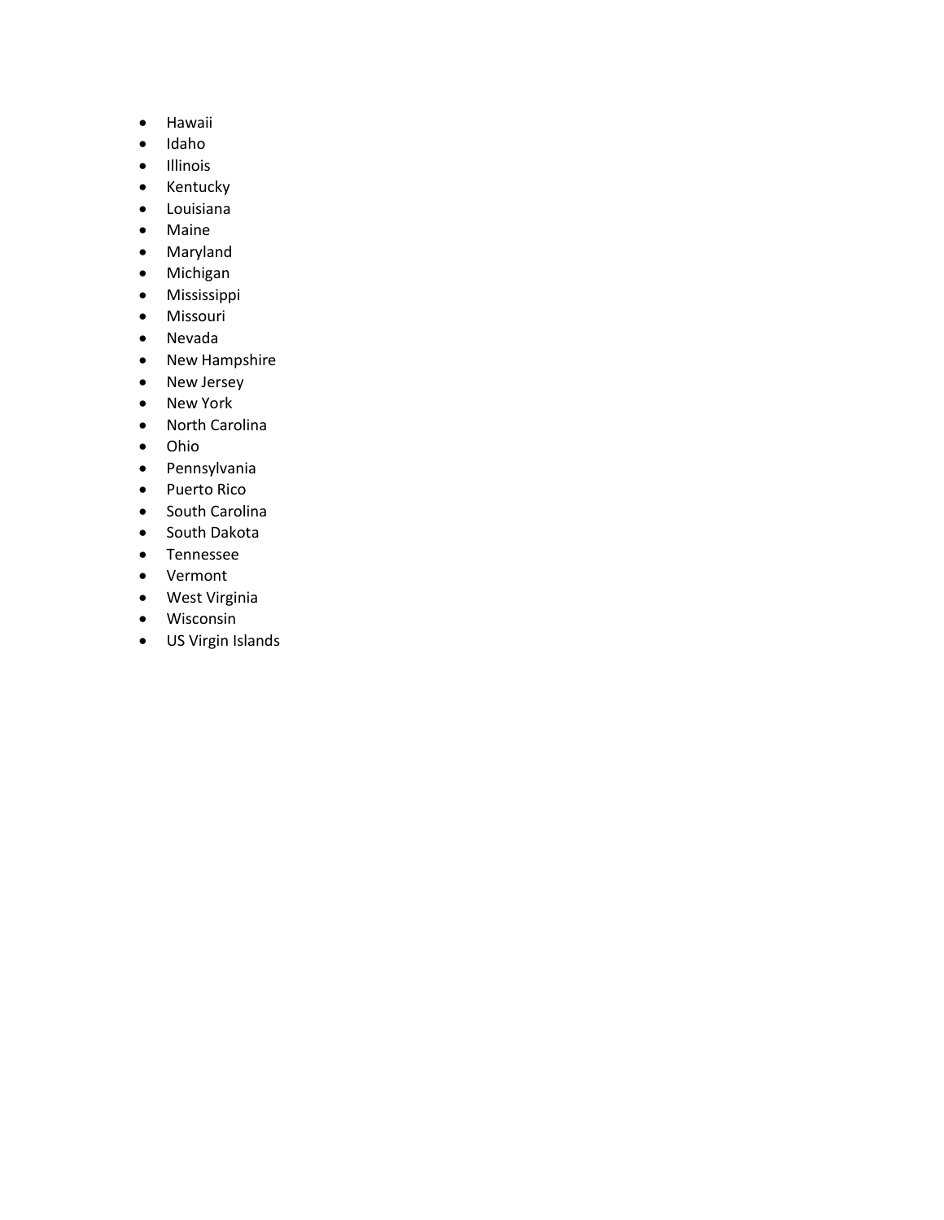- Hawaii
- Idaho
- Illinois
- Kentucky
- Louisiana
- Maine
- Maryland
- Michigan
- Mississippi
- Missouri
- Nevada
- New Hampshire
- New Jersey
- New York
- North Carolina
- Ohio
- Pennsylvania
- Puerto Rico
- South Carolina
- South Dakota
- Tennessee
- Vermont
- West Virginia
- Wisconsin
- US Virgin Islands